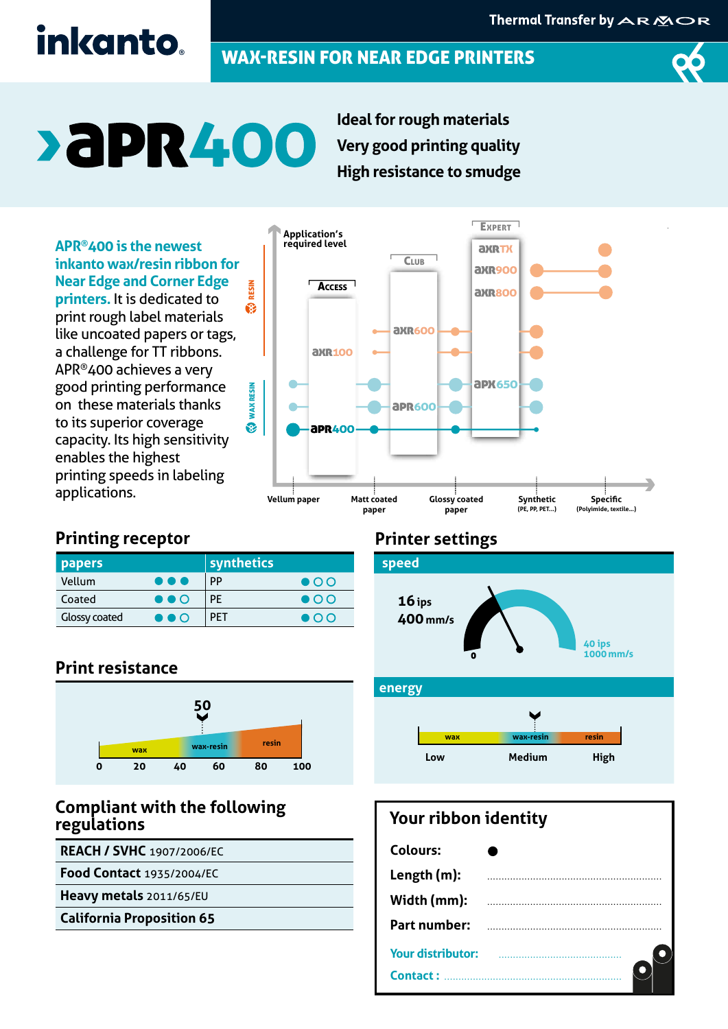# inkanto

Thermal Transfer by ARMOR

## WAX-RESIN FOR NEAR EDGE PRINTERS

# ›APR400

**Ideal for rough materials**
**Very good printing quality**
**High resistance to smudge**

**APR®400 is the newest inkanto wax/resin ribbon for Near Edge and Corner Edge printers.** It is dedicated to print rough label materials like uncoated papers or tags, a challenge for TT ribbons. APR®400 achieves a very good printing performance on these materials thanks to its superior coverage capacity. Its high sensitivity enables the highest printing speeds in labeling applications.

Application's required level

- Access: AXR100, APR400
- Club: AXR600, APR600
- Expert: AXRTX, AXR900, AXR800, APX650

Vellum paper — Matt coated paper — Glossy coated paper — Synthetic (PE, PP, PET...) — Specific (Polyimide, textile...)

RESIN / WAX RESIN

## Printing receptor

| papers | | synthetics | |
|---|---|---|---|
| Vellum | ●●● | PP | ●○○ |
| Coated | ●●○ | PE | ●○○ |
| Glossy coated | ●●○ | PET | ●○○ |

## Print resistance

50 (scale 0–100: wax, wax-resin, resin)

## Printer settings

### speed

16 ips
400 mm/s

0 — 40 ips / 1000 mm/s

### energy

wax — wax-resin — resin

Low — Medium — High

## Compliant with the following regulations

| |
|---|
| **REACH / SVHC** 1907/2006/EC |
| **Food Contact** 1935/2004/EC |
| **Heavy metals** 2011/65/EU |
| **California Proposition 65** |

## Your ribbon identity

**Colours:** ●

**Length (m):** ........................................

**Width (mm):** ........................................

**Part number:** ........................................

**Your distributor:** ........................................

**Contact :** ........................................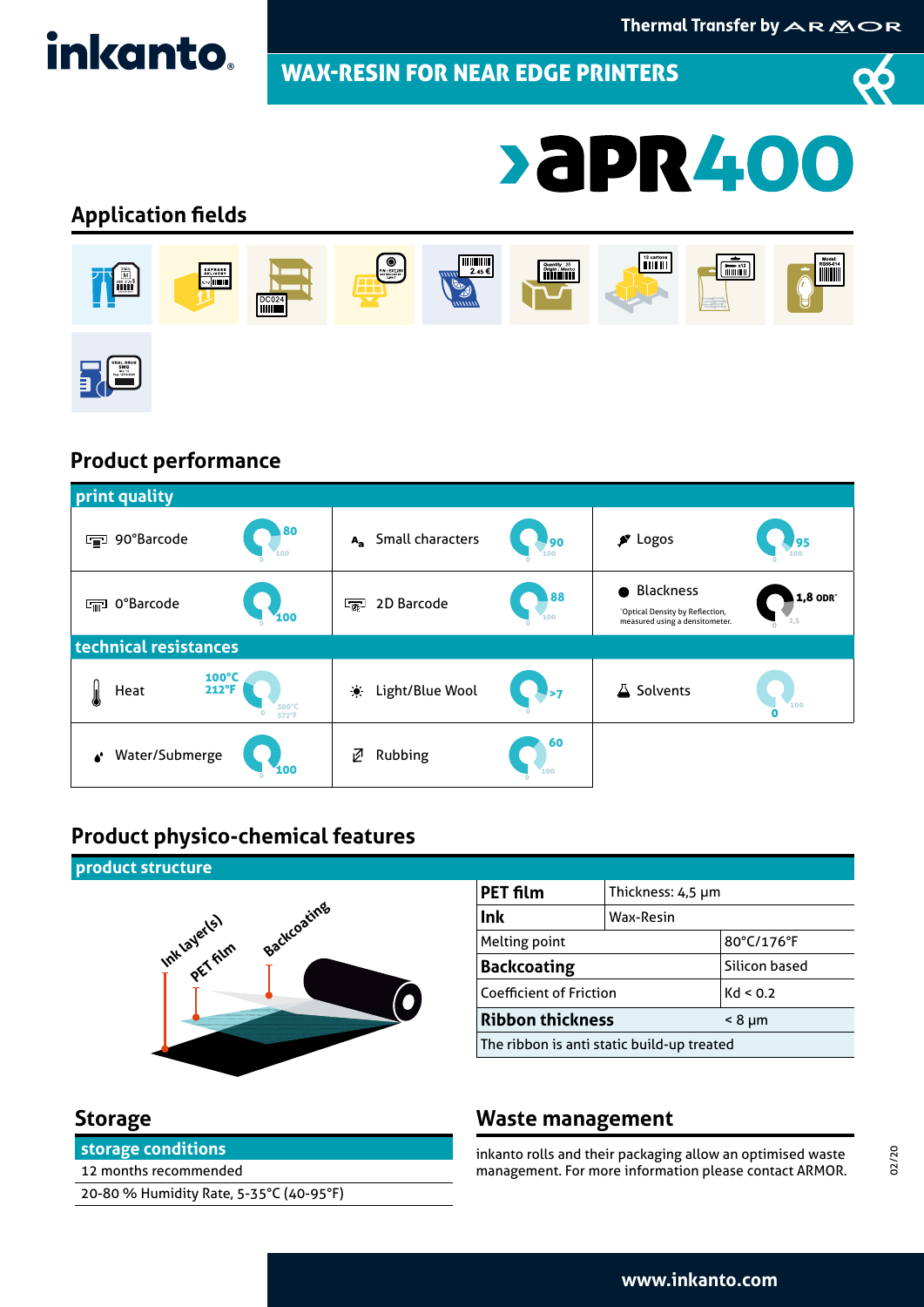inkanto

Thermal Transfer by ARMOR

## WAX-RESIN FOR NEAR EDGE PRINTERS

# › aPR400

## Application fields

## Product performance

**print quality**

| | | | | | |
|---|---|---|---|---|---|
| 90°Barcode | 80 | Small characters | 90 | Logos | 95 |
| 0°Barcode | 100 | 2D Barcode | 88 | Blackness *Optical Density by Reflection, measured using a densitometer. | 1,8 ODR* |

**technical resistances**

| | | | | | |
|---|---|---|---|---|---|
| Heat | 100°C 212°F | Light/Blue Wool | >7 | Solvents | 0 |
| Water/Submerge | 100 | Rubbing | 60 | | |

## Product physico-chemical features

**product structure**

Ink layer(s)
PET film
Backcoating

| | | |
|---|---|---|
| **PET film** | Thickness: 4,5 µm | |
| **Ink** | Wax-Resin | |
| Melting point | | 80°C/176°F |
| **Backcoating** | | Silicon based |
| Coefficient of Friction | | Kd < 0.2 |
| **Ribbon thickness** | | < 8 µm |
| The ribbon is anti static build-up treated | | |

## Storage

**storage conditions**

12 months recommended

20-80 % Humidity Rate, 5-35°C (40-95°F)

## Waste management

inkanto rolls and their packaging allow an optimised waste management. For more information please contact ARMOR.

02/20

www.inkanto.com